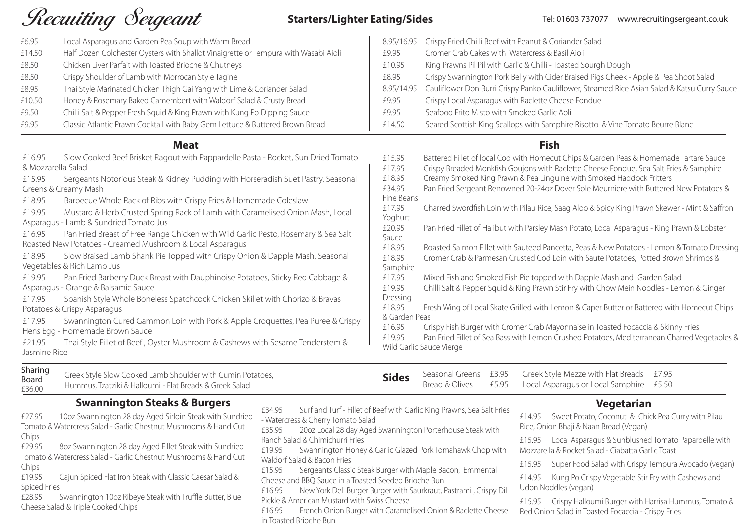# Recruiting Sergeant

## Starters/Lighter Eating/Sides

Tel: 01603 737077 www.recruitingsergeant.co.uk

- £6.95 Local Asparagus and Garden Pea Soup with Warm Bread
- £14.50 Half Dozen Colchester Oysters with Shallot Vinaigrette or Tempura with Wasabi Aioli
- £8.50 Chicken Liver Parfait with Toasted Brioche & Chutneys
- £8.50 Crispy Shoulder of Lamb with Morrocan Style Tagine
- £8.95 Thai Style Marinated Chicken Thigh Gai Yang with Lime & Coriander Salad
- £10.50 Honey & Rosemary Baked Camembert with Waldorf Salad & Crusty Bread
- £9.50 Chilli Salt & Pepper Fresh Squid & King Prawn with Kung Po Dipping Sauce
- £9.95 Classic Atlantic Prawn Cocktail with Baby Gem Lettuce & Buttered Brown Bread
- 8.95/16.95 Crispy Fried Chilli Beef with Peanut & Coriander Salad
- £9.95 Cromer Crab Cakes with Watercress & Basil Aioli
- £10.95 King Prawns Pil Pil with Garlic & Chilli - Toasted Sourgh Dough
- £8.95 Crispy Swannington Pork Belly with Cider Braised Pigs Cheek - Apple & Pea Shoot Salad
- 8.95/14.95 Cauliflower Don Burri Crispy Panko Cauliflower, Steamed Rice Asian Salad & Katsu Curry Sauce
- £9.95 Crispy Local Asparagus with Raclette Cheese Fondue
- £9.95 Seafood Frito Misto with Smoked Garlic Aoli
- £14.50 Seared Scottish King Scallops with Samphire Risotto & Vine Tomato Beurre Blanc

## Meat

- £16.95 Slow Cooked Beef Brisket Ragout with Pappardelle Pasta - Rocket, Sun Dried Tomato & Mozzarella Salad
- £15.95 Sergeants Notorious Steak & Kidney Pudding with Horseradish Suet Pastry, Seasonal Greens & Creamy Mash
- £18.95 Barbecue Whole Rack of Ribs with Crispy Fries & Homemade Coleslaw
- £19.95 Mustard & Herb Crusted Spring Rack of Lamb with Caramelised Onion Mash, Local Asparagus - Lamb & Sundried Tomato Jus
- £16.95 Pan Fried Breast of Free Range Chicken with Wild Garlic Pesto, Rosemary & Sea Salt Roasted New Potatoes - Creamed Mushroom & Local Asparagus
- £18.95 Slow Braised Lamb Shank Pie Topped with Crispy Onion & Dapple Mash, Seasonal Vegetables & Rich Lamb Jus
- £19.95 Pan Fried Barberry Duck Breast with Dauphinoise Potatoes, Sticky Red Cabbage & Asparagus - Orange & Balsamic Sauce
- £17.95 Spanish Style Whole Boneless Spatchcock Chicken Skillet with Chorizo & Bravas Potatoes & Crispy Asparagus
- £17.95 Swannington Cured Gammon Loin with Pork & Apple Croquettes, Pea Puree & Crispy Hens Egg - Homemade Brown Sauce
- £21.95 Thai Style Fillet of Beef , Oyster Mushroom & Cashews with Sesame Tenderstem & Jasmine Rice

## Fish

- £15.95 Battered Fillet of local Cod with Homecut Chips & Garden Peas & Homemade Tartare Sauce
- £17.95 Crispy Breaded Monkfish Goujons with Raclette Cheese Fondue, Sea Salt Fries & Samphire
- £18.95 Creamy Smoked King Prawn & Pea Linguine with Smoked Haddock Fritters
- £34.95 Pan Fried Sergeant Renowned 20-24oz Dover Sole Meurniere with Buttered New Potatoes & Fine Beans
- £17.95 Charred Swordfish Loin with Pilau Rice, Saag Aloo & Spicy King Prawn Skewer - Mint & Saffron Yoghurt
- £20.95 Pan Fried Fillet of Halibut with Parsley Mash Potato, Local Asparagus - King Prawn & Lobster Sauce
- £18.95 Roasted Salmon Fillet with Sauteed Pancetta, Peas & New Potatoes - Lemon & Tomato Dressing
- £18.95 Cromer Crab & Parmesan Crusted Cod Loin with Saute Potatoes, Potted Brown Shrimps & Samphire
- £17.95 Mixed Fish and Smoked Fish Pie topped with Dapple Mash and Garden Salad
- £19.95 Chilli Salt & Pepper Squid & King Prawn Stir Fry with Chow Mein Noodles - Lemon & Ginger Dressing
- £18.95 Fresh Wing of Local Skate Grilled with Lemon & Caper Butter or Battered with Homecut Chips & Garden Peas
- £16.95 Crispy Fish Burger with Cromer Crab Mayonnaise in Toasted Focaccia & Skinny Fries
- £19.95 Pan Fried Fillet of Sea Bass with Lemon Crushed Potatoes, Mediterranean Charred Vegetables & Wild Garlic Sauce Vierge

**Sharing Board £36.00** Greek Style Slow Cooked Lamb Shoulder with Cumin Potatoes, Hummus, Tzatziki & Halloumi - Flat Breads & Greek Salad

## Sides

- Seasonal Greens £3.95
- Bread & Olives £5.95
- Greek Style Mezze with Flat Breads £7.95
- Local Asparagus or Local Samphire £5.50

## Swannington Steaks & Burgers

- £27.95 10oz Swannington 28 day Aged Sirloin Steak with Sundried Tomato & Watercress Salad - Garlic Chestnut Mushrooms & Hand Cut Chips
- £29.95 8oz Swannington 28 day Aged Fillet Steak with Sundried Tomato & Watercress Salad - Garlic Chestnut Mushrooms & Hand Cut Chips
- £19.95 Cajun Spiced Flat Iron Steak with Classic Caesar Salad & Spiced Fries
- £28.95 Swannington 10oz Ribeye Steak with Truffle Butter, Blue Cheese Salad & Triple Cooked Chips
- £34.95 Surf and Turf - Fillet of Beef with Garlic King Prawns, Sea Salt Fries - Watercress & Cherry Tomato Salad
- £35.95 20oz Local 28 day Aged Swannington Porterhouse Steak with Ranch Salad & Chimichurri Fries
- £19.95 Swannington Honey & Garlic Glazed Pork Tomahawk Chop with Waldorf Salad & Bacon Fries
- £15.95 Sergeants Classic Steak Burger with Maple Bacon, Emmental Cheese and BBQ Sauce in a Toasted Seeded Brioche Bun
- £16.95 New York Deli Burger Burger with Saurkraut, Pastrami , Crispy Dill Pickle & American Mustard with Swiss Cheese
- £16.95 French Onion Burger with Caramelised Onion & Raclette Cheese in Toasted Brioche Bun

## Vegetarian

- £14.95 Sweet Potato, Coconut & Chick Pea Curry with Pilau Rice, Onion Bhaji & Naan Bread (Vegan)
- £15.95 Local Asparagus & Sunblushed Tomato Papardelle with Mozzarella & Rocket Salad - Ciabatta Garlic Toast
- £15.95 Super Food Salad with Crispy Tempura Avocado (vegan)
- £14.95 Kung Po Crispy Vegetable Stir Fry with Cashews and Udon Noddles (vegan)
- £15.95 Crispy Halloumi Burger with Harrisa Hummus, Tomato & Red Onion Salad in Toasted Focaccia - Crispy Fries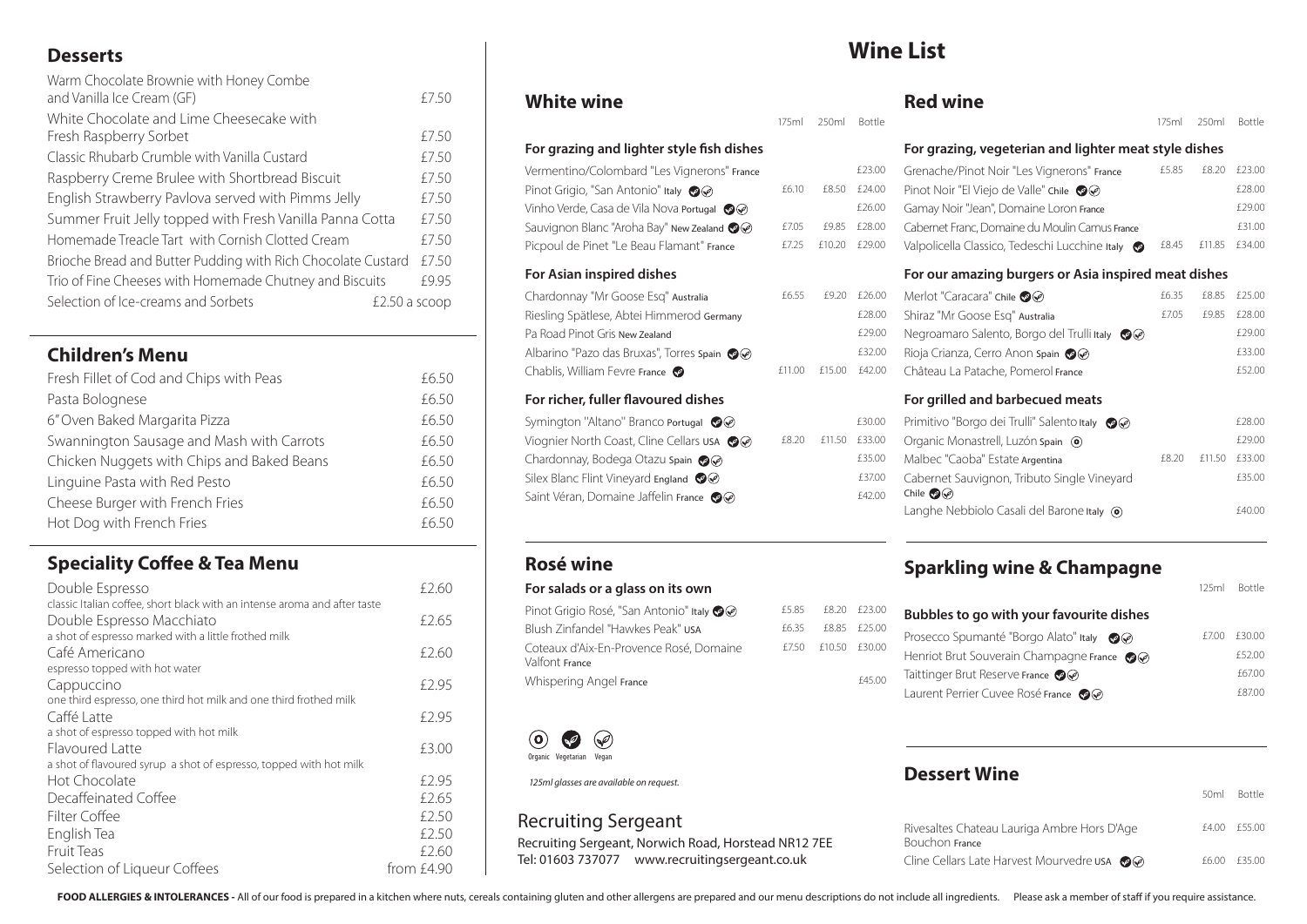## Desserts

| | |
|---|---|
| Warm Chocolate Brownie with Honey Combe and Vanilla Ice Cream (GF) | £7.50 |
| White Chocolate and Lime Cheesecake with Fresh Raspberry Sorbet | £7.50 |
| Classic Rhubarb Crumble with Vanilla Custard | £7.50 |
| Raspberry Creme Brulee with Shortbread Biscuit | £7.50 |
| English Strawberry Pavlova served with Pimms Jelly | £7.50 |
| Summer Fruit Jelly topped with Fresh Vanilla Panna Cotta | £7.50 |
| Homemade Treacle Tart with Cornish Clotted Cream | £7.50 |
| Brioche Bread and Butter Pudding with Rich Chocolate Custard | £7.50 |
| Trio of Fine Cheeses with Homemade Chutney and Biscuits | £9.95 |
| Selection of Ice-creams and Sorbets | £2.50 a scoop |

## Children's Menu

| | |
|---|---|
| Fresh Fillet of Cod and Chips with Peas | £6.50 |
| Pasta Bolognese | £6.50 |
| 6" Oven Baked Margarita Pizza | £6.50 |
| Swannington Sausage and Mash with Carrots | £6.50 |
| Chicken Nuggets with Chips and Baked Beans | £6.50 |
| Linguine Pasta with Red Pesto | £6.50 |
| Cheese Burger with French Fries | £6.50 |
| Hot Dog with French Fries | £6.50 |

## Speciality Coffee & Tea Menu

| | |
|---|---|
| Double Espresso<br>classic Italian coffee, short black with an intense aroma and after taste | £2.60 |
| Double Espresso Macchiato<br>a shot of espresso marked with a little frothed milk | £2.65 |
| Café Americano<br>espresso topped with hot water | £2.60 |
| Cappuccino<br>one third espresso, one third hot milk and one third frothed milk | £2.95 |
| Caffé Latte<br>a shot of espresso topped with hot milk | £2.95 |
| Flavoured Latte<br>a shot of flavoured syrup a shot of espresso, topped with hot milk | £3.00 |
| Hot Chocolate | £2.95 |
| Decaffeinated Coffee | £2.65 |
| Filter Coffee | £2.50 |
| English Tea | £2.50 |
| Fruit Teas | £2.60 |
| Selection of Liqueur Coffees | from £4.90 |

# Wine List

## White wine

| | 175ml | 250ml | Bottle |
|---|---|---|---|
| **For grazing and lighter style fish dishes** | | | |
| Vermentino/Colombard "Les Vignerons" France | | | £23.00 |
| Pinot Grigio, "San Antonio" Italy (Vegetarian, Vegan) | £6.10 | £8.50 | £24.00 |
| Vinho Verde, Casa de Vila Nova Portugal (Vegetarian, Vegan) | | | £26.00 |
| Sauvignon Blanc "Aroha Bay" New Zealand (Vegetarian, Vegan) | £7.05 | £9.85 | £28.00 |
| Picpoul de Pinet "Le Beau Flamant" France | £7.25 | £10.20 | £29.00 |
| **For Asian inspired dishes** | | | |
| Chardonnay "Mr Goose Esq" Australia | £6.55 | £9.20 | £26.00 |
| Riesling Spätlese, Abtei Himmerod Germany | | | £28.00 |
| Pa Road Pinot Gris New Zealand | | | £29.00 |
| Albarino "Pazo das Bruxas", Torres Spain (Vegetarian, Vegan) | | | £32.00 |
| Chablis, William Fevre France (Vegetarian) | £11.00 | £15.00 | £42.00 |
| **For richer, fuller flavoured dishes** | | | |
| Symington "Altano" Branco Portugal (Vegetarian, Vegan) | | | £30.00 |
| Viognier North Coast, Cline Cellars USA (Vegetarian, Vegan) | £8.20 | £11.50 | £33.00 |
| Chardonnay, Bodega Otazu Spain (Vegetarian, Vegan) | | | £35.00 |
| Silex Blanc Flint Vineyard England (Vegetarian, Vegan) | | | £37.00 |
| Saint Véran, Domaine Jaffelin France (Vegetarian, Vegan) | | | £42.00 |

## Red wine

| | 175ml | 250ml | Bottle |
|---|---|---|---|
| **For grazing, vegeterian and lighter meat style dishes** | | | |
| Grenache/Pinot Noir "Les Vignerons" France | £5.85 | £8.20 | £23.00 |
| Pinot Noir "El Viejo de Valle" Chile (Vegetarian, Vegan) | | | £28.00 |
| Gamay Noir "Jean", Domaine Loron France | | | £29.00 |
| Cabernet Franc, Domaine du Moulin Camus France | | | £31.00 |
| Valpolicella Classico, Tedeschi Lucchine Italy (Vegetarian) | £8.45 | £11.85 | £34.00 |
| **For our amazing burgers or Asia inspired meat dishes** | | | |
| Merlot "Caracara" Chile (Vegetarian, Vegan) | £6.35 | £8.85 | £25.00 |
| Shiraz "Mr Goose Esq" Australia | £7.05 | £9.85 | £28.00 |
| Negroamaro Salento, Borgo del Trulli Italy (Vegetarian, Vegan) | | | £29.00 |
| Rioja Crianza, Cerro Anon Spain (Vegetarian, Vegan) | | | £33.00 |
| Château La Patache, Pomerol France | | | £52.00 |
| **For grilled and barbecued meats** | | | |
| Primitivo "Borgo dei Trulli" Salento Italy (Vegetarian, Vegan) | | | £28.00 |
| Organic Monastrell, Luzón Spain (Organic) | | | £29.00 |
| Malbec "Caoba" Estate Argentina | £8.20 | £11.50 | £33.00 |
| Cabernet Sauvignon, Tributo Single Vineyard Chile (Vegetarian, Vegan) | | | £35.00 |
| Langhe Nebbiolo Casali del Barone Italy (Organic) | | | £40.00 |

## Rosé wine

| | 175ml | 250ml | Bottle |
|---|---|---|---|
| **For salads or a glass on its own** | | | |
| Pinot Grigio Rosé, "San Antonio" Italy (Vegetarian, Vegan) | £5.85 | £8.20 | £23.00 |
| Blush Zinfandel "Hawkes Peak" USA | £6.35 | £8.85 | £25.00 |
| Coteaux d'Aix-En-Provence Rosé, Domaine Valfont France | £7.50 | £10.50 | £30.00 |
| Whispering Angel France | | | £45.00 |

Organic · Vegetarian · Vegan

*125ml glasses are available on request.*

## Sparkling wine & Champagne

| | 125ml | Bottle |
|---|---|---|
| **Bubbles to go with your favourite dishes** | | |
| Prosecco Spumanté "Borgo Alato" Italy (Vegetarian, Vegan) | £7.00 | £30.00 |
| Henriot Brut Souverain Champagne France (Vegetarian, Vegan) | | £52.00 |
| Taittinger Brut Reserve France (Vegetarian, Vegan) | | £67.00 |
| Laurent Perrier Cuvee Rosé France (Vegetarian, Vegan) | | £87.00 |

## Dessert Wine

| | 50ml | Bottle |
|---|---|---|
| Rivesaltes Chateau Lauriga Ambre Hors D'Age Bouchon France | £4.00 | £55.00 |
| Cline Cellars Late Harvest Mourvedre USA (Vegetarian, Vegan) | £6.00 | £35.00 |

## Recruiting Sergeant

Recruiting Sergeant, Norwich Road, Horstead NR12 7EE
Tel: 01603 737077 www.recruitingsergeant.co.uk

**FOOD ALLERGIES & INTOLERANCES -** All of our food is prepared in a kitchen where nuts, cereals containing gluten and other allergens are prepared and our menu descriptions do not include all ingredients. Please ask a member of staff if you require assistance.